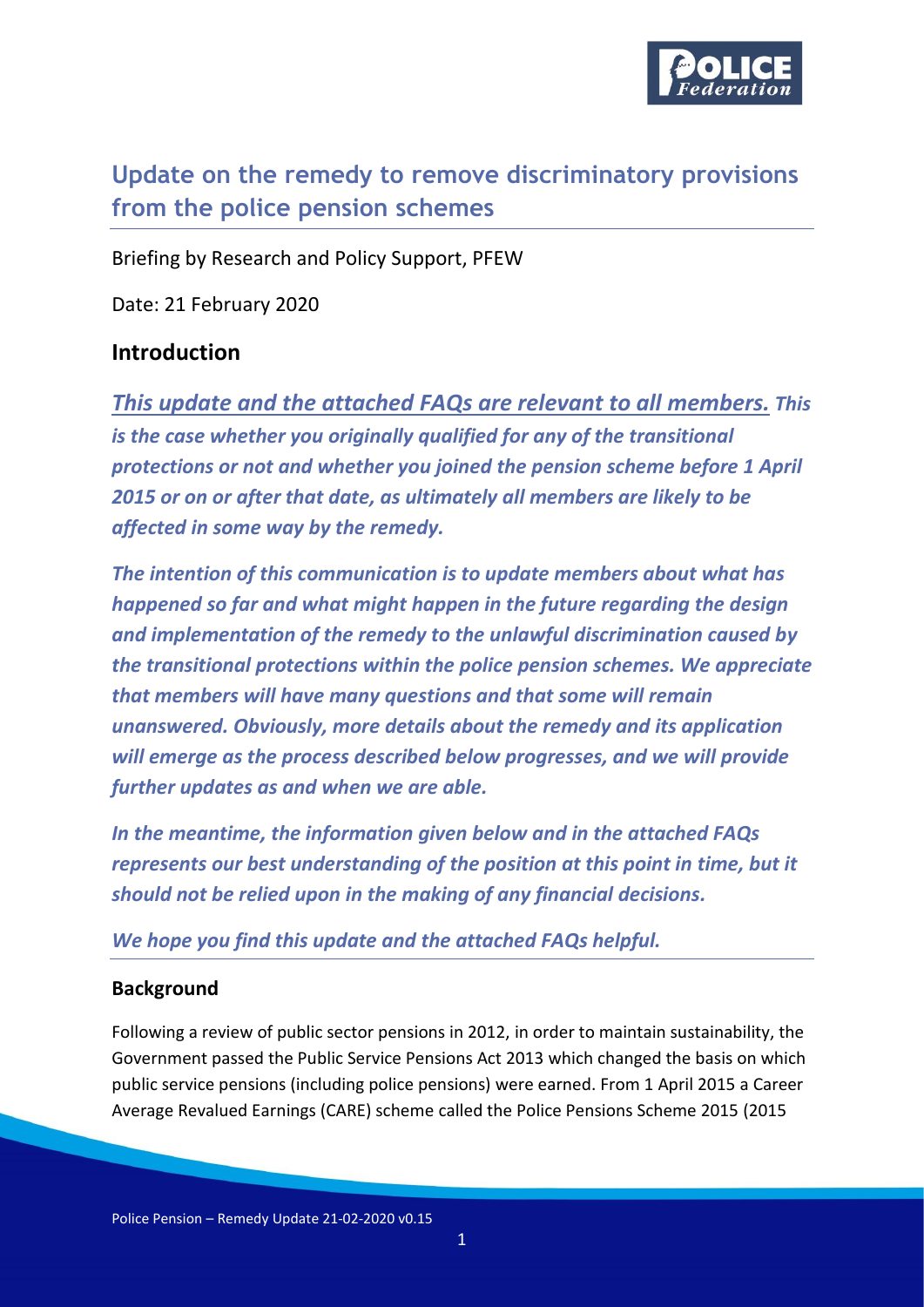# Update on the remedy to remove discriminatory provisions from the police pension schemes

Briefing by Research and Policy Support, PFEW

Date: 21 February 2020

## Introduction

***This update and the attached FAQs are relevant to all members.*** ***This is the case whether you originally qualified for any of the transitional protections or not and whether you joined the pension scheme before 1 April 2015 or on or after that date, as ultimately all members are likely to be affected in some way by the remedy.***

***The intention of this communication is to update members about what has happened so far and what might happen in the future regarding the design and implementation of the remedy to the unlawful discrimination caused by the transitional protections within the police pension schemes. We appreciate that members will have many questions and that some will remain unanswered. Obviously, more details about the remedy and its application will emerge as the process described below progresses, and we will provide further updates as and when we are able.***

***In the meantime, the information given below and in the attached FAQs represents our best understanding of the position at this point in time, but it should not be relied upon in the making of any financial decisions.***

***We hope you find this update and the attached FAQs helpful.***

### Background

Following a review of public sector pensions in 2012, in order to maintain sustainability, the Government passed the Public Service Pensions Act 2013 which changed the basis on which public service pensions (including police pensions) were earned. From 1 April 2015 a Career Average Revalued Earnings (CARE) scheme called the Police Pensions Scheme 2015 (2015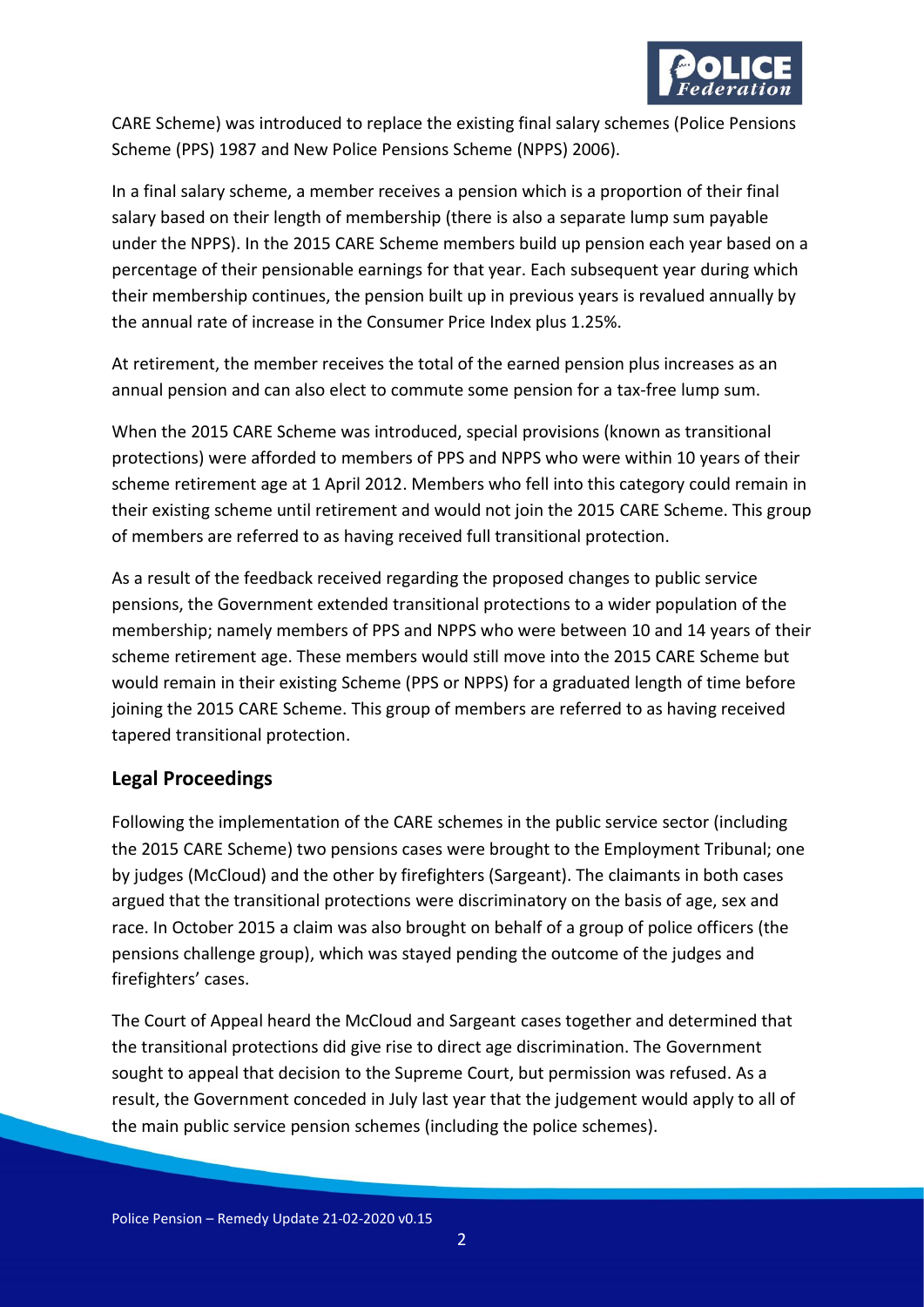CARE Scheme) was introduced to replace the existing final salary schemes (Police Pensions Scheme (PPS) 1987 and New Police Pensions Scheme (NPPS) 2006).

In a final salary scheme, a member receives a pension which is a proportion of their final salary based on their length of membership (there is also a separate lump sum payable under the NPPS). In the 2015 CARE Scheme members build up pension each year based on a percentage of their pensionable earnings for that year. Each subsequent year during which their membership continues, the pension built up in previous years is revalued annually by the annual rate of increase in the Consumer Price Index plus 1.25%.

At retirement, the member receives the total of the earned pension plus increases as an annual pension and can also elect to commute some pension for a tax-free lump sum.

When the 2015 CARE Scheme was introduced, special provisions (known as transitional protections) were afforded to members of PPS and NPPS who were within 10 years of their scheme retirement age at 1 April 2012. Members who fell into this category could remain in their existing scheme until retirement and would not join the 2015 CARE Scheme. This group of members are referred to as having received full transitional protection.

As a result of the feedback received regarding the proposed changes to public service pensions, the Government extended transitional protections to a wider population of the membership; namely members of PPS and NPPS who were between 10 and 14 years of their scheme retirement age. These members would still move into the 2015 CARE Scheme but would remain in their existing Scheme (PPS or NPPS) for a graduated length of time before joining the 2015 CARE Scheme. This group of members are referred to as having received tapered transitional protection.

## Legal Proceedings

Following the implementation of the CARE schemes in the public service sector (including the 2015 CARE Scheme) two pensions cases were brought to the Employment Tribunal; one by judges (McCloud) and the other by firefighters (Sargeant). The claimants in both cases argued that the transitional protections were discriminatory on the basis of age, sex and race. In October 2015 a claim was also brought on behalf of a group of police officers (the pensions challenge group), which was stayed pending the outcome of the judges and firefighters' cases.

The Court of Appeal heard the McCloud and Sargeant cases together and determined that the transitional protections did give rise to direct age discrimination. The Government sought to appeal that decision to the Supreme Court, but permission was refused. As a result, the Government conceded in July last year that the judgement would apply to all of the main public service pension schemes (including the police schemes).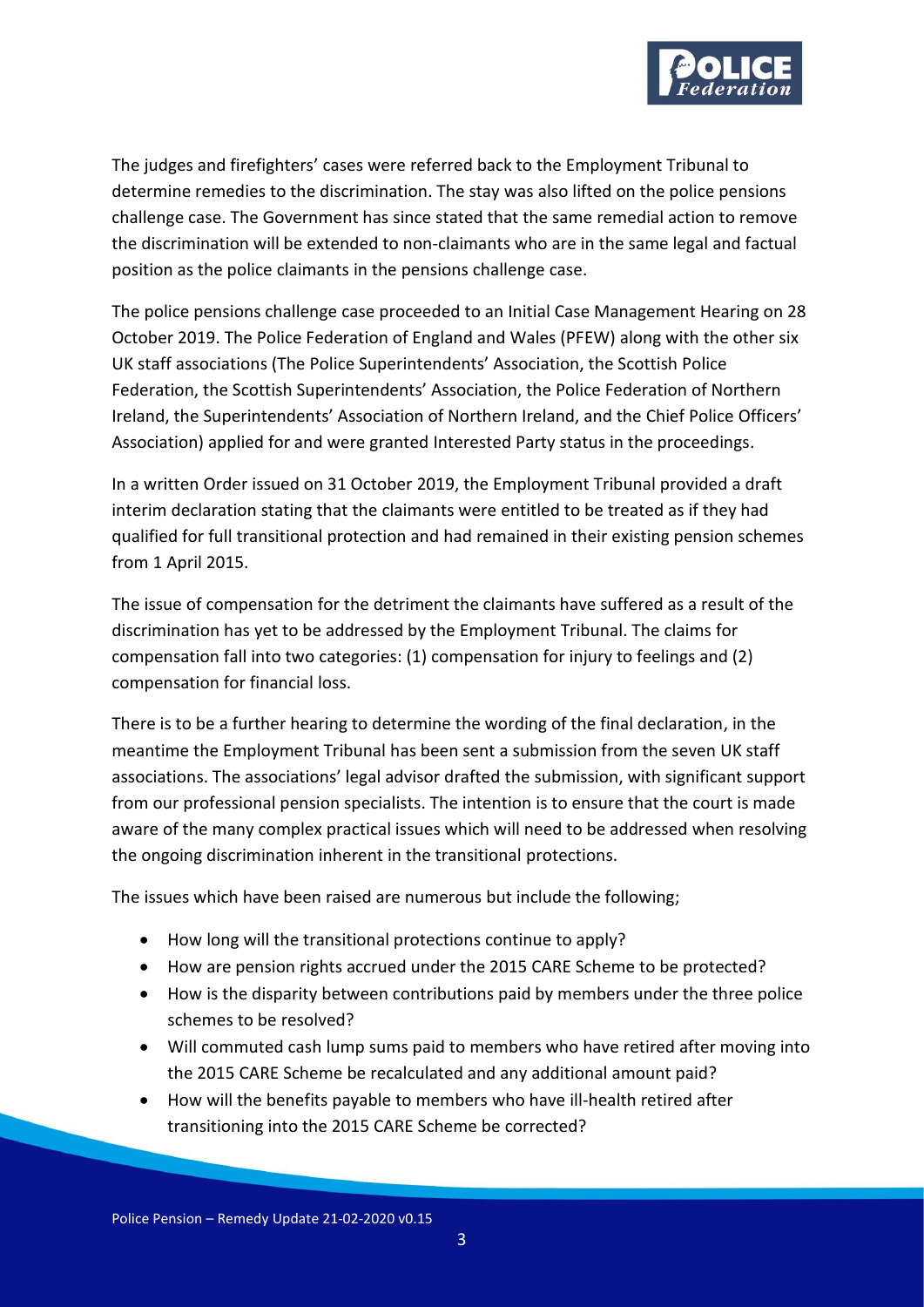The judges and firefighters' cases were referred back to the Employment Tribunal to determine remedies to the discrimination. The stay was also lifted on the police pensions challenge case. The Government has since stated that the same remedial action to remove the discrimination will be extended to non-claimants who are in the same legal and factual position as the police claimants in the pensions challenge case.

The police pensions challenge case proceeded to an Initial Case Management Hearing on 28 October 2019. The Police Federation of England and Wales (PFEW) along with the other six UK staff associations (The Police Superintendents' Association, the Scottish Police Federation, the Scottish Superintendents' Association, the Police Federation of Northern Ireland, the Superintendents' Association of Northern Ireland, and the Chief Police Officers' Association) applied for and were granted Interested Party status in the proceedings.

In a written Order issued on 31 October 2019, the Employment Tribunal provided a draft interim declaration stating that the claimants were entitled to be treated as if they had qualified for full transitional protection and had remained in their existing pension schemes from 1 April 2015.

The issue of compensation for the detriment the claimants have suffered as a result of the discrimination has yet to be addressed by the Employment Tribunal. The claims for compensation fall into two categories: (1) compensation for injury to feelings and (2) compensation for financial loss.

There is to be a further hearing to determine the wording of the final declaration, in the meantime the Employment Tribunal has been sent a submission from the seven UK staff associations. The associations' legal advisor drafted the submission, with significant support from our professional pension specialists. The intention is to ensure that the court is made aware of the many complex practical issues which will need to be addressed when resolving the ongoing discrimination inherent in the transitional protections.

The issues which have been raised are numerous but include the following;

- How long will the transitional protections continue to apply?
- How are pension rights accrued under the 2015 CARE Scheme to be protected?
- How is the disparity between contributions paid by members under the three police schemes to be resolved?
- Will commuted cash lump sums paid to members who have retired after moving into the 2015 CARE Scheme be recalculated and any additional amount paid?
- How will the benefits payable to members who have ill-health retired after transitioning into the 2015 CARE Scheme be corrected?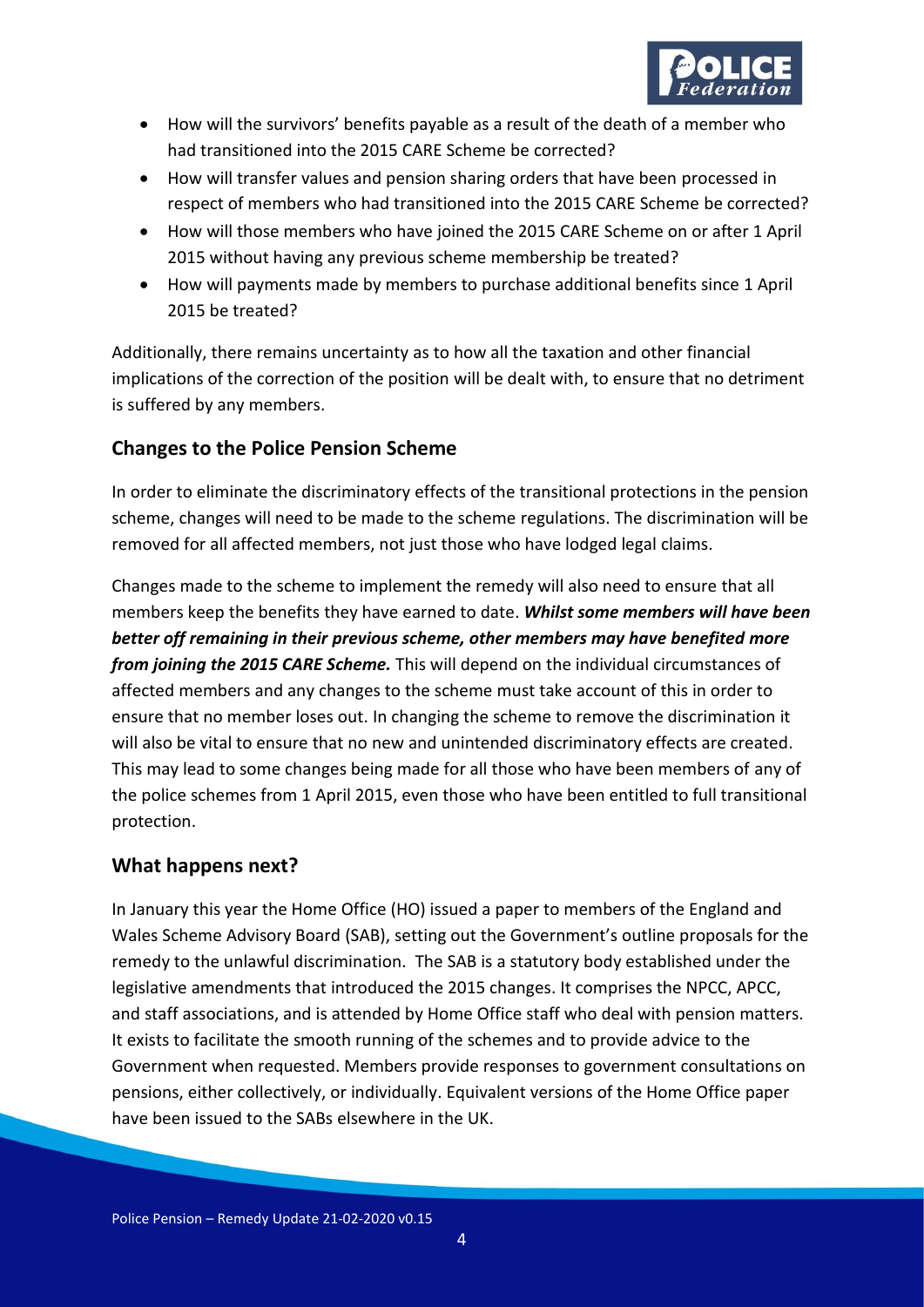- How will the survivors' benefits payable as a result of the death of a member who had transitioned into the 2015 CARE Scheme be corrected?
- How will transfer values and pension sharing orders that have been processed in respect of members who had transitioned into the 2015 CARE Scheme be corrected?
- How will those members who have joined the 2015 CARE Scheme on or after 1 April 2015 without having any previous scheme membership be treated?
- How will payments made by members to purchase additional benefits since 1 April 2015 be treated?

Additionally, there remains uncertainty as to how all the taxation and other financial implications of the correction of the position will be dealt with, to ensure that no detriment is suffered by any members.

## Changes to the Police Pension Scheme

In order to eliminate the discriminatory effects of the transitional protections in the pension scheme, changes will need to be made to the scheme regulations. The discrimination will be removed for all affected members, not just those who have lodged legal claims.

Changes made to the scheme to implement the remedy will also need to ensure that all members keep the benefits they have earned to date. ***Whilst some members will have been better off remaining in their previous scheme, other members may have benefited more from joining the 2015 CARE Scheme.*** This will depend on the individual circumstances of affected members and any changes to the scheme must take account of this in order to ensure that no member loses out. In changing the scheme to remove the discrimination it will also be vital to ensure that no new and unintended discriminatory effects are created. This may lead to some changes being made for all those who have been members of any of the police schemes from 1 April 2015, even those who have been entitled to full transitional protection.

## What happens next?

In January this year the Home Office (HO) issued a paper to members of the England and Wales Scheme Advisory Board (SAB), setting out the Government's outline proposals for the remedy to the unlawful discrimination. The SAB is a statutory body established under the legislative amendments that introduced the 2015 changes. It comprises the NPCC, APCC, and staff associations, and is attended by Home Office staff who deal with pension matters. It exists to facilitate the smooth running of the schemes and to provide advice to the Government when requested. Members provide responses to government consultations on pensions, either collectively, or individually. Equivalent versions of the Home Office paper have been issued to the SABs elsewhere in the UK.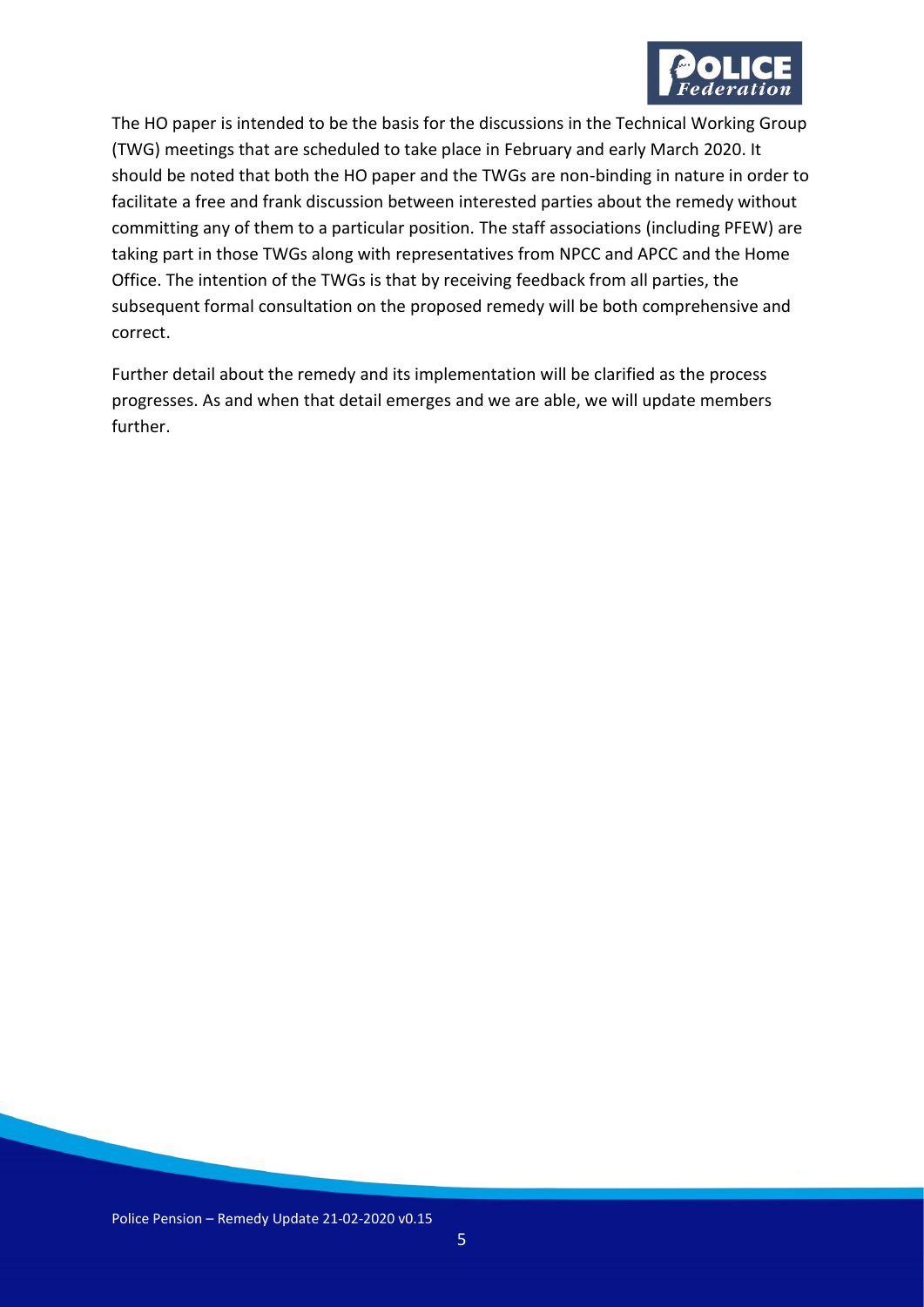The HO paper is intended to be the basis for the discussions in the Technical Working Group (TWG) meetings that are scheduled to take place in February and early March 2020. It should be noted that both the HO paper and the TWGs are non-binding in nature in order to facilitate a free and frank discussion between interested parties about the remedy without committing any of them to a particular position. The staff associations (including PFEW) are taking part in those TWGs along with representatives from NPCC and APCC and the Home Office. The intention of the TWGs is that by receiving feedback from all parties, the subsequent formal consultation on the proposed remedy will be both comprehensive and correct.

Further detail about the remedy and its implementation will be clarified as the process progresses. As and when that detail emerges and we are able, we will update members further.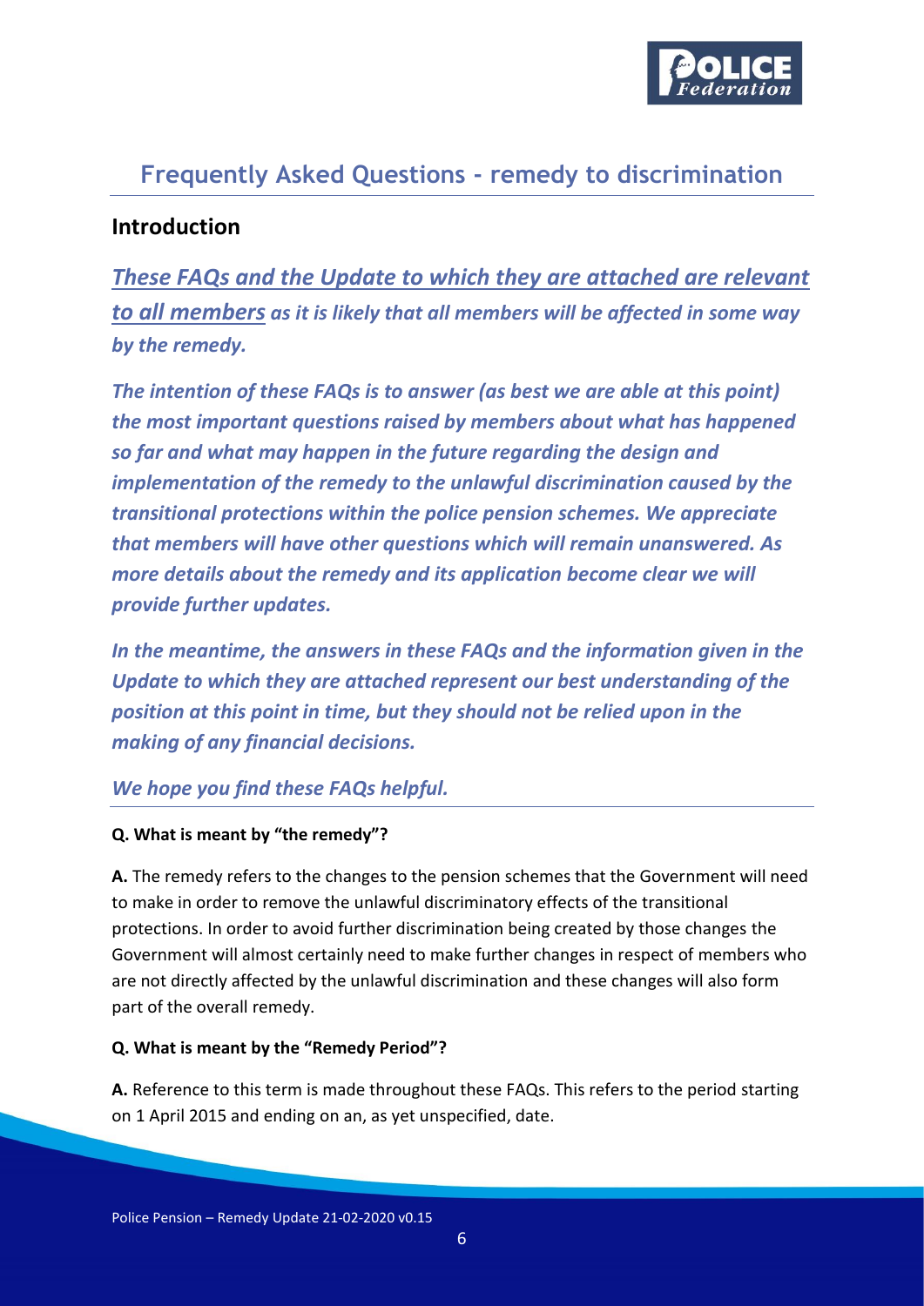# Frequently Asked Questions - remedy to discrimination

## Introduction

***These FAQs and the Update to which they are attached are relevant to all members** as it is likely that all members will be affected in some way by the remedy.*

***The intention of these FAQs is to answer (as best we are able at this point) the most important questions raised by members about what has happened so far and what may happen in the future regarding the design and implementation of the remedy to the unlawful discrimination caused by the transitional protections within the police pension schemes. We appreciate that members will have other questions which will remain unanswered. As more details about the remedy and its application become clear we will provide further updates.***

***In the meantime, the answers in these FAQs and the information given in the Update to which they are attached represent our best understanding of the position at this point in time, but they should not be relied upon in the making of any financial decisions.***

*We hope you find these FAQs helpful.*

**Q. What is meant by "the remedy"?**

**A.** The remedy refers to the changes to the pension schemes that the Government will need to make in order to remove the unlawful discriminatory effects of the transitional protections. In order to avoid further discrimination being created by those changes the Government will almost certainly need to make further changes in respect of members who are not directly affected by the unlawful discrimination and these changes will also form part of the overall remedy.

**Q. What is meant by the "Remedy Period"?**

**A.** Reference to this term is made throughout these FAQs. This refers to the period starting on 1 April 2015 and ending on an, as yet unspecified, date.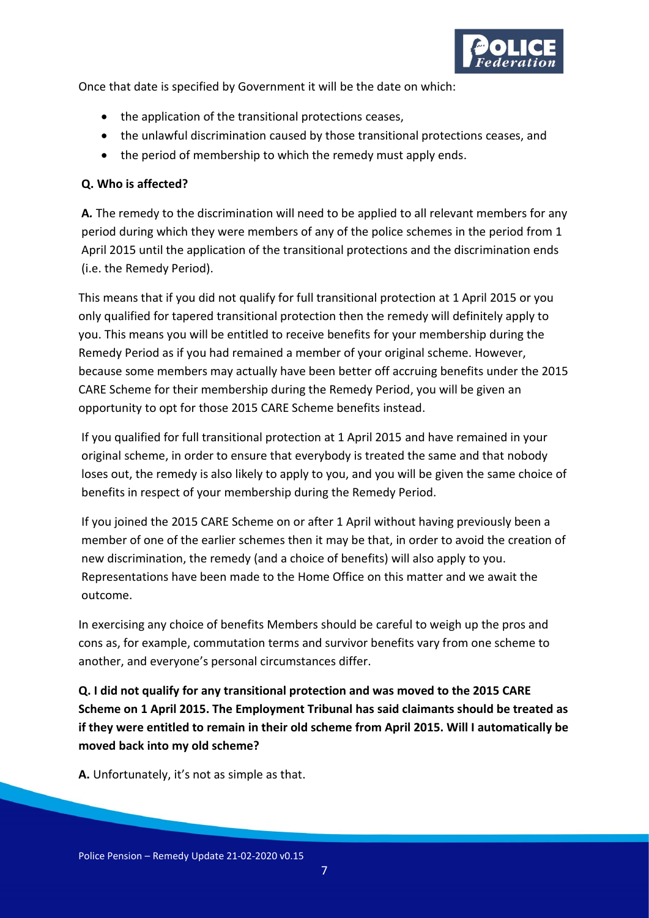Once that date is specified by Government it will be the date on which:

- the application of the transitional protections ceases,
- the unlawful discrimination caused by those transitional protections ceases, and
- the period of membership to which the remedy must apply ends.

**Q. Who is affected?**

**A.** The remedy to the discrimination will need to be applied to all relevant members for any period during which they were members of any of the police schemes in the period from 1 April 2015 until the application of the transitional protections and the discrimination ends (i.e. the Remedy Period).

This means that if you did not qualify for full transitional protection at 1 April 2015 or you only qualified for tapered transitional protection then the remedy will definitely apply to you. This means you will be entitled to receive benefits for your membership during the Remedy Period as if you had remained a member of your original scheme. However, because some members may actually have been better off accruing benefits under the 2015 CARE Scheme for their membership during the Remedy Period, you will be given an opportunity to opt for those 2015 CARE Scheme benefits instead.

If you qualified for full transitional protection at 1 April 2015 and have remained in your original scheme, in order to ensure that everybody is treated the same and that nobody loses out, the remedy is also likely to apply to you, and you will be given the same choice of benefits in respect of your membership during the Remedy Period.

If you joined the 2015 CARE Scheme on or after 1 April without having previously been a member of one of the earlier schemes then it may be that, in order to avoid the creation of new discrimination, the remedy (and a choice of benefits) will also apply to you. Representations have been made to the Home Office on this matter and we await the outcome.

In exercising any choice of benefits Members should be careful to weigh up the pros and cons as, for example, commutation terms and survivor benefits vary from one scheme to another, and everyone's personal circumstances differ.

**Q. I did not qualify for any transitional protection and was moved to the 2015 CARE Scheme on 1 April 2015. The Employment Tribunal has said claimants should be treated as if they were entitled to remain in their old scheme from April 2015. Will I automatically be moved back into my old scheme?**

**A.** Unfortunately, it's not as simple as that.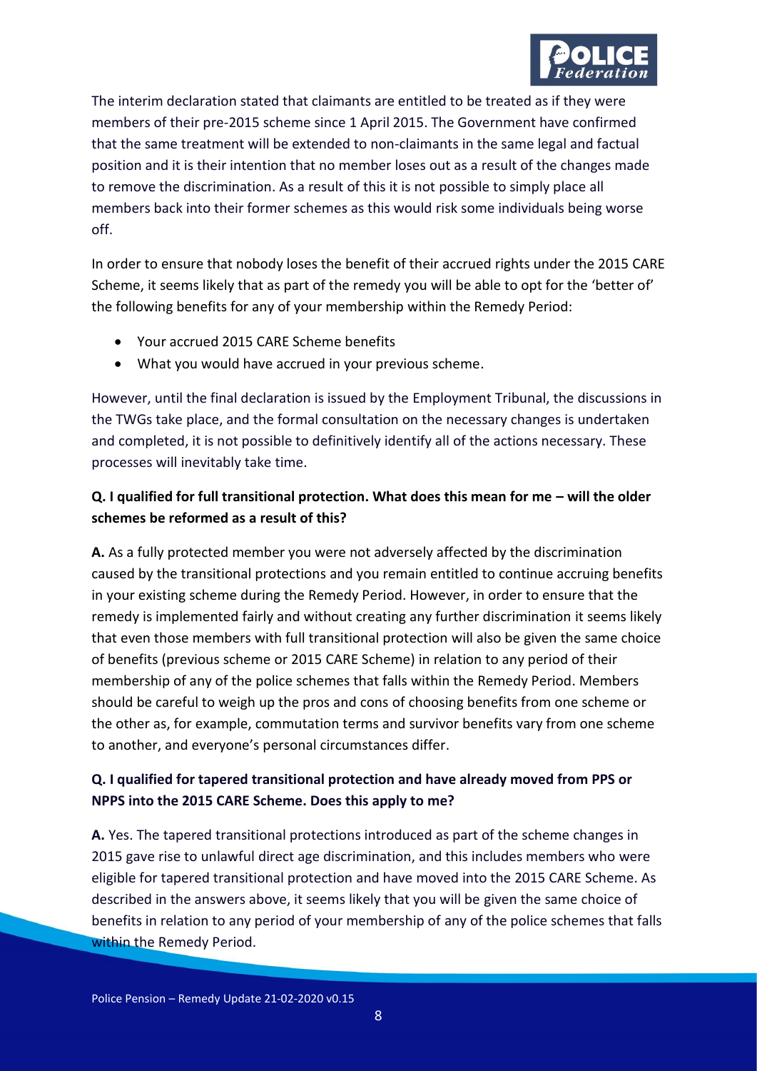The interim declaration stated that claimants are entitled to be treated as if they were members of their pre-2015 scheme since 1 April 2015. The Government have confirmed that the same treatment will be extended to non-claimants in the same legal and factual position and it is their intention that no member loses out as a result of the changes made to remove the discrimination. As a result of this it is not possible to simply place all members back into their former schemes as this would risk some individuals being worse off.

In order to ensure that nobody loses the benefit of their accrued rights under the 2015 CARE Scheme, it seems likely that as part of the remedy you will be able to opt for the 'better of' the following benefits for any of your membership within the Remedy Period:

- Your accrued 2015 CARE Scheme benefits
- What you would have accrued in your previous scheme.

However, until the final declaration is issued by the Employment Tribunal, the discussions in the TWGs take place, and the formal consultation on the necessary changes is undertaken and completed, it is not possible to definitively identify all of the actions necessary. These processes will inevitably take time.

**Q. I qualified for full transitional protection. What does this mean for me – will the older schemes be reformed as a result of this?**

**A.** As a fully protected member you were not adversely affected by the discrimination caused by the transitional protections and you remain entitled to continue accruing benefits in your existing scheme during the Remedy Period. However, in order to ensure that the remedy is implemented fairly and without creating any further discrimination it seems likely that even those members with full transitional protection will also be given the same choice of benefits (previous scheme or 2015 CARE Scheme) in relation to any period of their membership of any of the police schemes that falls within the Remedy Period. Members should be careful to weigh up the pros and cons of choosing benefits from one scheme or the other as, for example, commutation terms and survivor benefits vary from one scheme to another, and everyone's personal circumstances differ.

**Q. I qualified for tapered transitional protection and have already moved from PPS or NPPS into the 2015 CARE Scheme. Does this apply to me?**

**A.** Yes. The tapered transitional protections introduced as part of the scheme changes in 2015 gave rise to unlawful direct age discrimination, and this includes members who were eligible for tapered transitional protection and have moved into the 2015 CARE Scheme. As described in the answers above, it seems likely that you will be given the same choice of benefits in relation to any period of your membership of any of the police schemes that falls within the Remedy Period.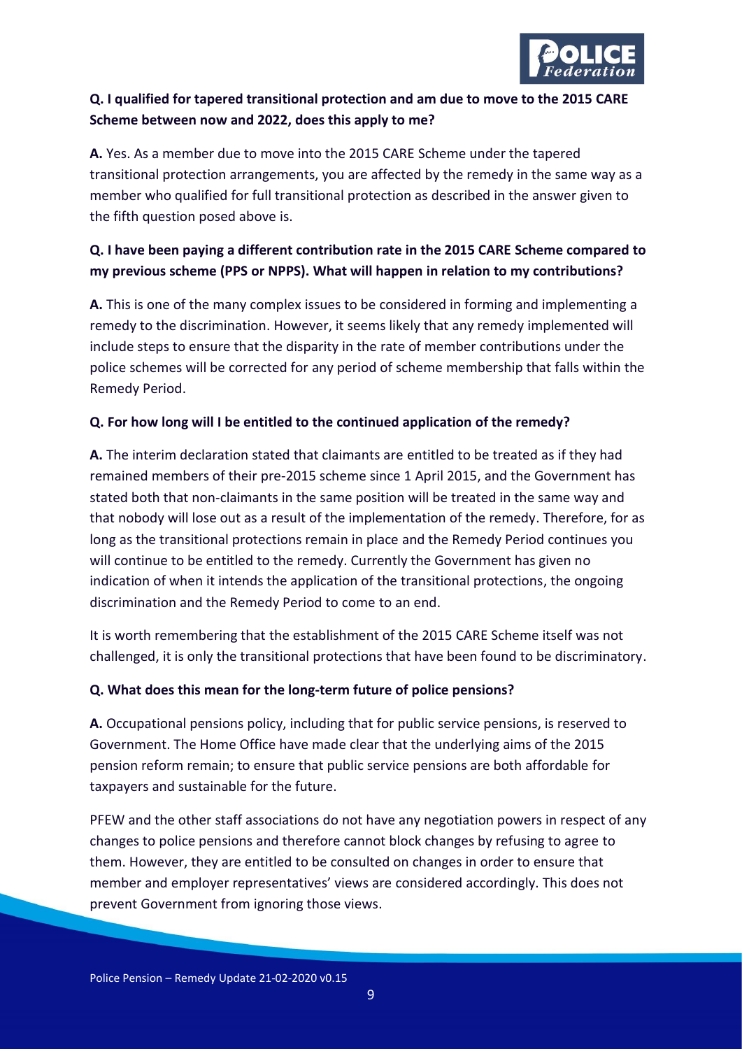**Q. I qualified for tapered transitional protection and am due to move to the 2015 CARE Scheme between now and 2022, does this apply to me?**

**A.** Yes. As a member due to move into the 2015 CARE Scheme under the tapered transitional protection arrangements, you are affected by the remedy in the same way as a member who qualified for full transitional protection as described in the answer given to the fifth question posed above is.

**Q. I have been paying a different contribution rate in the 2015 CARE Scheme compared to my previous scheme (PPS or NPPS). What will happen in relation to my contributions?**

**A.** This is one of the many complex issues to be considered in forming and implementing a remedy to the discrimination. However, it seems likely that any remedy implemented will include steps to ensure that the disparity in the rate of member contributions under the police schemes will be corrected for any period of scheme membership that falls within the Remedy Period.

**Q. For how long will I be entitled to the continued application of the remedy?**

**A.** The interim declaration stated that claimants are entitled to be treated as if they had remained members of their pre-2015 scheme since 1 April 2015, and the Government has stated both that non-claimants in the same position will be treated in the same way and that nobody will lose out as a result of the implementation of the remedy. Therefore, for as long as the transitional protections remain in place and the Remedy Period continues you will continue to be entitled to the remedy. Currently the Government has given no indication of when it intends the application of the transitional protections, the ongoing discrimination and the Remedy Period to come to an end.

It is worth remembering that the establishment of the 2015 CARE Scheme itself was not challenged, it is only the transitional protections that have been found to be discriminatory.

**Q. What does this mean for the long-term future of police pensions?**

**A.** Occupational pensions policy, including that for public service pensions, is reserved to Government. The Home Office have made clear that the underlying aims of the 2015 pension reform remain; to ensure that public service pensions are both affordable for taxpayers and sustainable for the future.

PFEW and the other staff associations do not have any negotiation powers in respect of any changes to police pensions and therefore cannot block changes by refusing to agree to them. However, they are entitled to be consulted on changes in order to ensure that member and employer representatives' views are considered accordingly. This does not prevent Government from ignoring those views.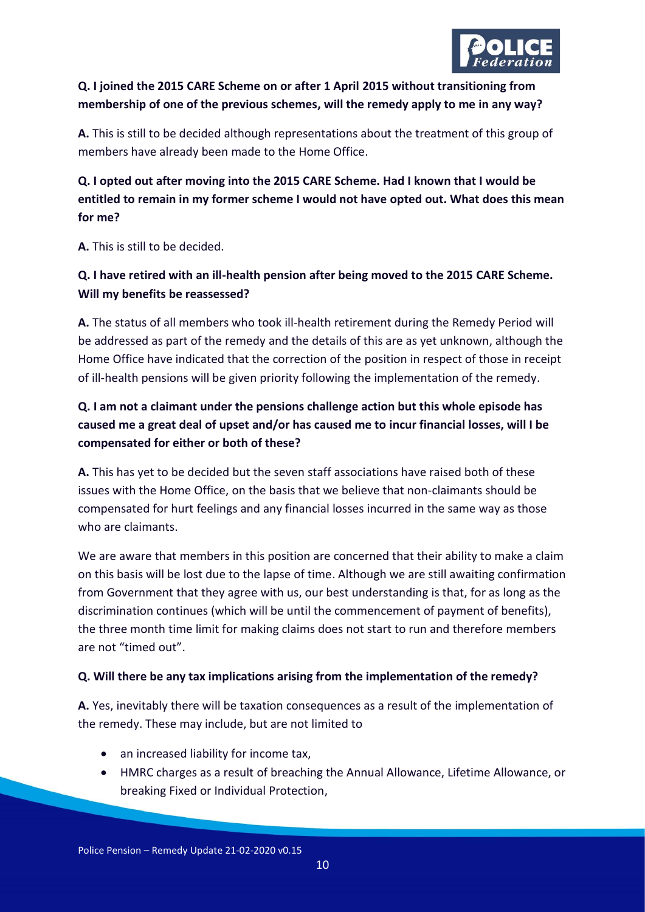**Q. I joined the 2015 CARE Scheme on or after 1 April 2015 without transitioning from membership of one of the previous schemes, will the remedy apply to me in any way?**

**A.** This is still to be decided although representations about the treatment of this group of members have already been made to the Home Office.

**Q. I opted out after moving into the 2015 CARE Scheme. Had I known that I would be entitled to remain in my former scheme I would not have opted out. What does this mean for me?**

**A.** This is still to be decided.

**Q. I have retired with an ill-health pension after being moved to the 2015 CARE Scheme. Will my benefits be reassessed?**

**A.** The status of all members who took ill-health retirement during the Remedy Period will be addressed as part of the remedy and the details of this are as yet unknown, although the Home Office have indicated that the correction of the position in respect of those in receipt of ill-health pensions will be given priority following the implementation of the remedy.

**Q. I am not a claimant under the pensions challenge action but this whole episode has caused me a great deal of upset and/or has caused me to incur financial losses, will I be compensated for either or both of these?**

**A.** This has yet to be decided but the seven staff associations have raised both of these issues with the Home Office, on the basis that we believe that non-claimants should be compensated for hurt feelings and any financial losses incurred in the same way as those who are claimants.

We are aware that members in this position are concerned that their ability to make a claim on this basis will be lost due to the lapse of time. Although we are still awaiting confirmation from Government that they agree with us, our best understanding is that, for as long as the discrimination continues (which will be until the commencement of payment of benefits), the three month time limit for making claims does not start to run and therefore members are not "timed out".

**Q. Will there be any tax implications arising from the implementation of the remedy?**

**A.** Yes, inevitably there will be taxation consequences as a result of the implementation of the remedy. These may include, but are not limited to

- an increased liability for income tax,
- HMRC charges as a result of breaching the Annual Allowance, Lifetime Allowance, or breaking Fixed or Individual Protection,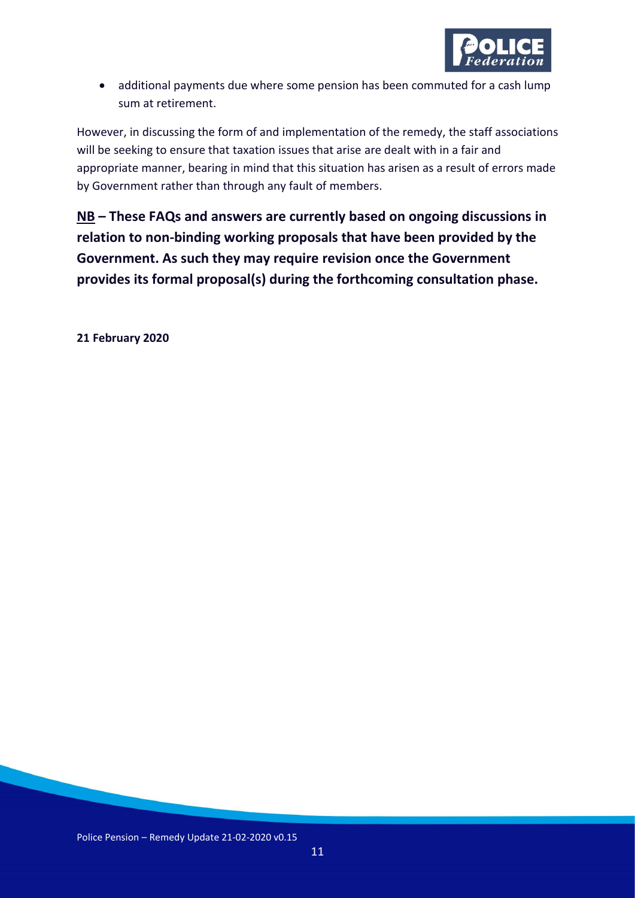- additional payments due where some pension has been commuted for a cash lump sum at retirement.

However, in discussing the form of and implementation of the remedy, the staff associations will be seeking to ensure that taxation issues that arise are dealt with in a fair and appropriate manner, bearing in mind that this situation has arisen as a result of errors made by Government rather than through any fault of members.

**NB – These FAQs and answers are currently based on ongoing discussions in relation to non-binding working proposals that have been provided by the Government. As such they may require revision once the Government provides its formal proposal(s) during the forthcoming consultation phase.**

**21 February 2020**